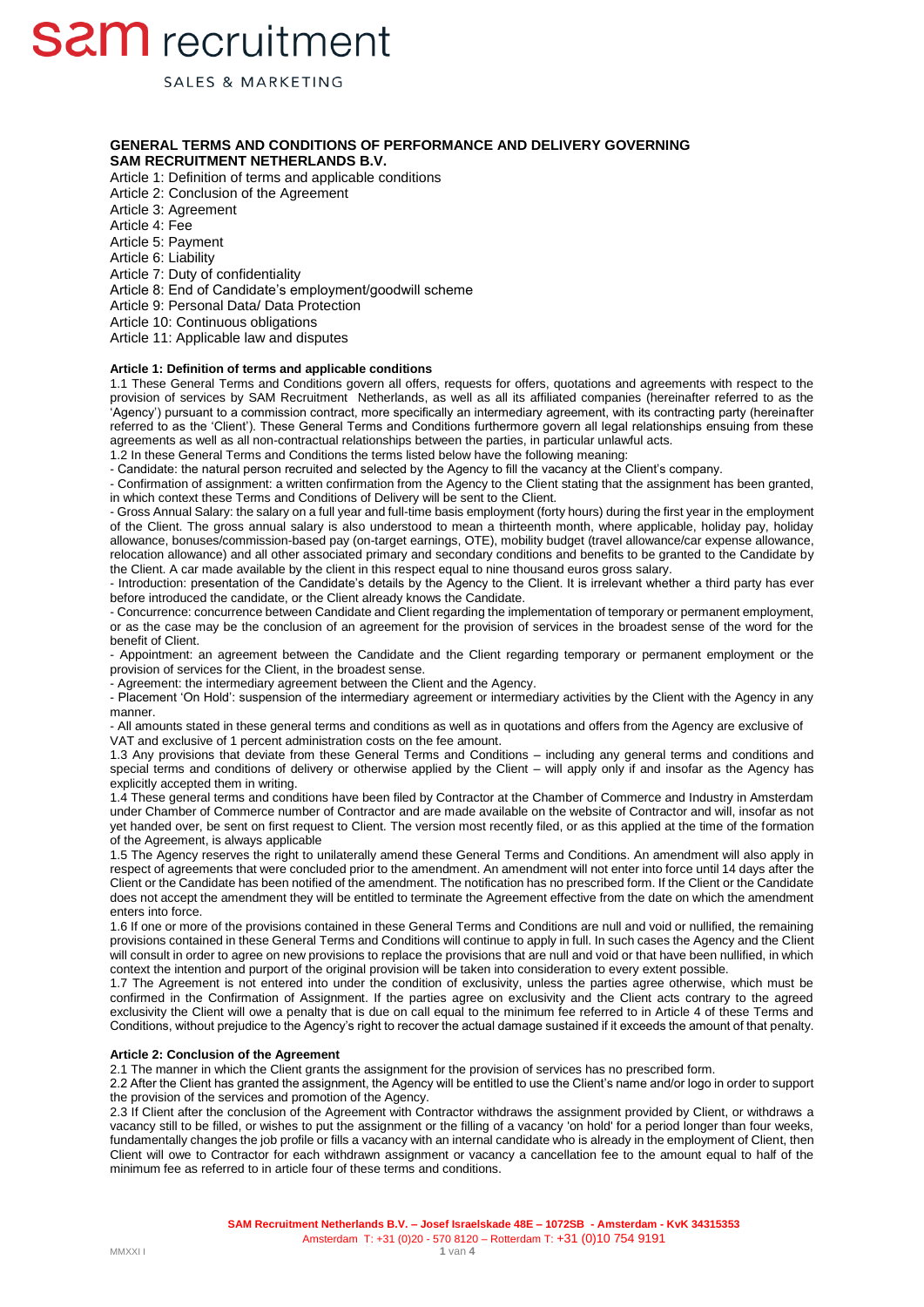# GENERAL TERMS AND CONDITIONS OF PERFORMANCE AND DELIVERY GOVERNING SAM RECRUITMENT NETHERLANDS B.V.

Article 1: Definition of terms and applicable conditions
Article 2: Conclusion of the Agreement
Article 3: Agreement
Article 4: Fee
Article 5: Payment
Article 6: Liability
Article 7: Duty of confidentiality
Article 8: End of Candidate's employment/goodwill scheme
Article 9: Personal Data/ Data Protection
Article 10: Continuous obligations
Article 11: Applicable law and disputes

**Article 1: Definition of terms and applicable conditions**

1.1 These General Terms and Conditions govern all offers, requests for offers, quotations and agreements with respect to the provision of services by SAM Recruitment Netherlands, as well as all its affiliated companies (hereinafter referred to as the 'Agency') pursuant to a commission contract, more specifically an intermediary agreement, with its contracting party (hereinafter referred to as the 'Client'). These General Terms and Conditions furthermore govern all legal relationships ensuing from these agreements as well as all non-contractual relationships between the parties, in particular unlawful acts.

1.2 In these General Terms and Conditions the terms listed below have the following meaning:

- Candidate: the natural person recruited and selected by the Agency to fill the vacancy at the Client's company.
- Confirmation of assignment: a written confirmation from the Agency to the Client stating that the assignment has been granted, in which context these Terms and Conditions of Delivery will be sent to the Client.
- Gross Annual Salary: the salary on a full year and full-time basis employment (forty hours) during the first year in the employment of the Client. The gross annual salary is also understood to mean a thirteenth month, where applicable, holiday pay, holiday allowance, bonuses/commission-based pay (on-target earnings, OTE), mobility budget (travel allowance/car expense allowance, relocation allowance) and all other associated primary and secondary conditions and benefits to be granted to the Candidate by the Client. A car made available by the client in this respect equal to nine thousand euros gross salary.
- Introduction: presentation of the Candidate's details by the Agency to the Client. It is irrelevant whether a third party has ever before introduced the candidate, or the Client already knows the Candidate.
- Concurrence: concurrence between Candidate and Client regarding the implementation of temporary or permanent employment, or as the case may be the conclusion of an agreement for the provision of services in the broadest sense of the word for the benefit of Client.
- Appointment: an agreement between the Candidate and the Client regarding temporary or permanent employment or the provision of services for the Client, in the broadest sense.
- Agreement: the intermediary agreement between the Client and the Agency.
- Placement 'On Hold': suspension of the intermediary agreement or intermediary activities by the Client with the Agency in any manner.
- All amounts stated in these general terms and conditions as well as in quotations and offers from the Agency are exclusive of VAT and exclusive of 1 percent administration costs on the fee amount.

1.3 Any provisions that deviate from these General Terms and Conditions – including any general terms and conditions and special terms and conditions of delivery or otherwise applied by the Client – will apply only if and insofar as the Agency has explicitly accepted them in writing.

1.4 These general terms and conditions have been filed by Contractor at the Chamber of Commerce and Industry in Amsterdam under Chamber of Commerce number of Contractor and are made available on the website of Contractor and will, insofar as not yet handed over, be sent on first request to Client. The version most recently filed, or as this applied at the time of the formation of the Agreement, is always applicable

1.5 The Agency reserves the right to unilaterally amend these General Terms and Conditions. An amendment will also apply in respect of agreements that were concluded prior to the amendment. An amendment will not enter into force until 14 days after the Client or the Candidate has been notified of the amendment. The notification has no prescribed form. If the Client or the Candidate does not accept the amendment they will be entitled to terminate the Agreement effective from the date on which the amendment enters into force.

1.6 If one or more of the provisions contained in these General Terms and Conditions are null and void or nullified, the remaining provisions contained in these General Terms and Conditions will continue to apply in full. In such cases the Agency and the Client will consult in order to agree on new provisions to replace the provisions that are null and void or that have been nullified, in which context the intention and purport of the original provision will be taken into consideration to every extent possible.

1.7 The Agreement is not entered into under the condition of exclusivity, unless the parties agree otherwise, which must be confirmed in the Confirmation of Assignment. If the parties agree on exclusivity and the Client acts contrary to the agreed exclusivity the Client will owe a penalty that is due on call equal to the minimum fee referred to in Article 4 of these Terms and Conditions, without prejudice to the Agency's right to recover the actual damage sustained if it exceeds the amount of that penalty.

**Article 2: Conclusion of the Agreement**

2.1 The manner in which the Client grants the assignment for the provision of services has no prescribed form.

2.2 After the Client has granted the assignment, the Agency will be entitled to use the Client's name and/or logo in order to support the provision of the services and promotion of the Agency.

2.3 If Client after the conclusion of the Agreement with Contractor withdraws the assignment provided by Client, or withdraws a vacancy still to be filled, or wishes to put the assignment or the filling of a vacancy 'on hold' for a period longer than four weeks, fundamentally changes the job profile or fills a vacancy with an internal candidate who is already in the employment of Client, then Client will owe to Contractor for each withdrawn assignment or vacancy a cancellation fee to the amount equal to half of the minimum fee as referred to in article four of these terms and conditions.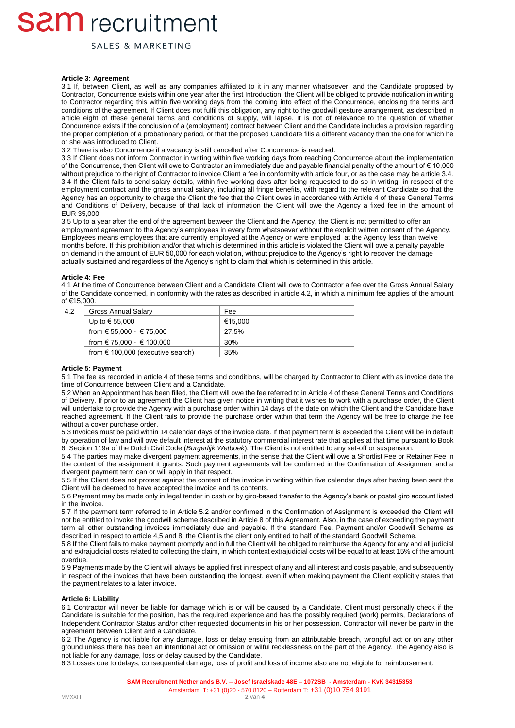#### Article 3: Agreement

3.1 If, between Client, as well as any companies affiliated to it in any manner whatsoever, and the Candidate proposed by Contractor, Concurrence exists within one year after the first Introduction, the Client will be obliged to provide notification in writing to Contractor regarding this within five working days from the coming into effect of the Concurrence, enclosing the terms and conditions of the agreement. If Client does not fulfil this obligation, any right to the goodwill gesture arrangement, as described in article eight of these general terms and conditions of supply, will lapse. It is not of relevance to the question of whether Concurrence exists if the conclusion of a (employment) contract between Client and the Candidate includes a provision regarding the proper completion of a probationary period, or that the proposed Candidate fills a different vacancy than the one for which he or she was introduced to Client.

3.2 There is also Concurrence if a vacancy is still cancelled after Concurrence is reached.

3.3 If Client does not inform Contractor in writing within five working days from reaching Concurrence about the implementation of the Concurrence, then Client will owe to Contractor an immediately due and payable financial penalty of the amount of € 10,000 without prejudice to the right of Contractor to invoice Client a fee in conformity with article four, or as the case may be article 3.4.

3.4 If the Client fails to send salary details, within five working days after being requested to do so in writing, in respect of the employment contract and the gross annual salary, including all fringe benefits, with regard to the relevant Candidate so that the Agency has an opportunity to charge the Client the fee that the Client owes in accordance with Article 4 of these General Terms and Conditions of Delivery, because of that lack of information the Client will owe the Agency a fixed fee in the amount of EUR 35,000.

3.5 Up to a year after the end of the agreement between the Client and the Agency, the Client is not permitted to offer an employment agreement to the Agency's employees in every form whatsoever without the explicit written consent of the Agency. Employees means employees that are currently employed at the Agency or were employed at the Agency less than twelve months before. If this prohibition and/or that which is determined in this article is violated the Client will owe a penalty payable on demand in the amount of EUR 50,000 for each violation, without prejudice to the Agency's right to recover the damage actually sustained and regardless of the Agency's right to claim that which is determined in this article.

#### Article 4: Fee

4.1 At the time of Concurrence between Client and a Candidate Client will owe to Contractor a fee over the Gross Annual Salary of the Candidate concerned, in conformity with the rates as described in article 4.2, in which a minimum fee applies of the amount of €15,000.

4.2

| Gross Annual Salary | Fee |
|---|---|
| Up to € 55,000 | €15,000 |
| from € 55,000 - € 75,000 | 27.5% |
| from € 75,000 - € 100,000 | 30% |
| from € 100,000 (executive search) | 35% |

#### Article 5: Payment

5.1 The fee as recorded in article 4 of these terms and conditions, will be charged by Contractor to Client with as invoice date the time of Concurrence between Client and a Candidate.

5.2 When an Appointment has been filled, the Client will owe the fee referred to in Article 4 of these General Terms and Conditions of Delivery. If prior to an agreement the Client has given notice in writing that it wishes to work with a purchase order, the Client will undertake to provide the Agency with a purchase order within 14 days of the date on which the Client and the Candidate have reached agreement. If the Client fails to provide the purchase order within that term the Agency will be free to charge the fee without a cover purchase order.

5.3 Invoices must be paid within 14 calendar days of the invoice date. If that payment term is exceeded the Client will be in default by operation of law and will owe default interest at the statutory commercial interest rate that applies at that time pursuant to Book 6, Section 119a of the Dutch Civil Code (*Burgerlijk Wetboek*). The Client is not entitled to any set-off or suspension.

5.4 The parties may make divergent payment agreements, in the sense that the Client will owe a Shortlist Fee or Retainer Fee in the context of the assignment it grants. Such payment agreements will be confirmed in the Confirmation of Assignment and a divergent payment term can or will apply in that respect.

5.5 If the Client does not protest against the content of the invoice in writing within five calendar days after having been sent the Client will be deemed to have accepted the invoice and its contents.

5.6 Payment may be made only in legal tender in cash or by giro-based transfer to the Agency's bank or postal giro account listed in the invoice.

5.7 If the payment term referred to in Article 5.2 and/or confirmed in the Confirmation of Assignment is exceeded the Client will not be entitled to invoke the goodwill scheme described in Article 8 of this Agreement. Also, in the case of exceeding the payment term all other outstanding invoices immediately due and payable. If the standard Fee, Payment and/or Goodwill Scheme as described in respect to article 4,5 and 8, the Client is the client only entitled to half of the standard Goodwill Scheme.

5.8 If the Client fails to make payment promptly and in full the Client will be obliged to reimburse the Agency for any and all judicial and extrajudicial costs related to collecting the claim, in which context extrajudicial costs will be equal to at least 15% of the amount overdue.

5.9 Payments made by the Client will always be applied first in respect of any and all interest and costs payable, and subsequently in respect of the invoices that have been outstanding the longest, even if when making payment the Client explicitly states that the payment relates to a later invoice.

#### Article 6: Liability

6.1 Contractor will never be liable for damage which is or will be caused by a Candidate. Client must personally check if the Candidate is suitable for the position, has the required experience and has the possibly required (work) permits, Declarations of Independent Contractor Status and/or other requested documents in his or her possession. Contractor will never be party in the agreement between Client and a Candidate.

6.2 The Agency is not liable for any damage, loss or delay ensuing from an attributable breach, wrongful act or on any other ground unless there has been an intentional act or omission or wilful recklessness on the part of the Agency. The Agency also is not liable for any damage, loss or delay caused by the Candidate.

6.3 Losses due to delays, consequential damage, loss of profit and loss of income also are not eligible for reimbursement.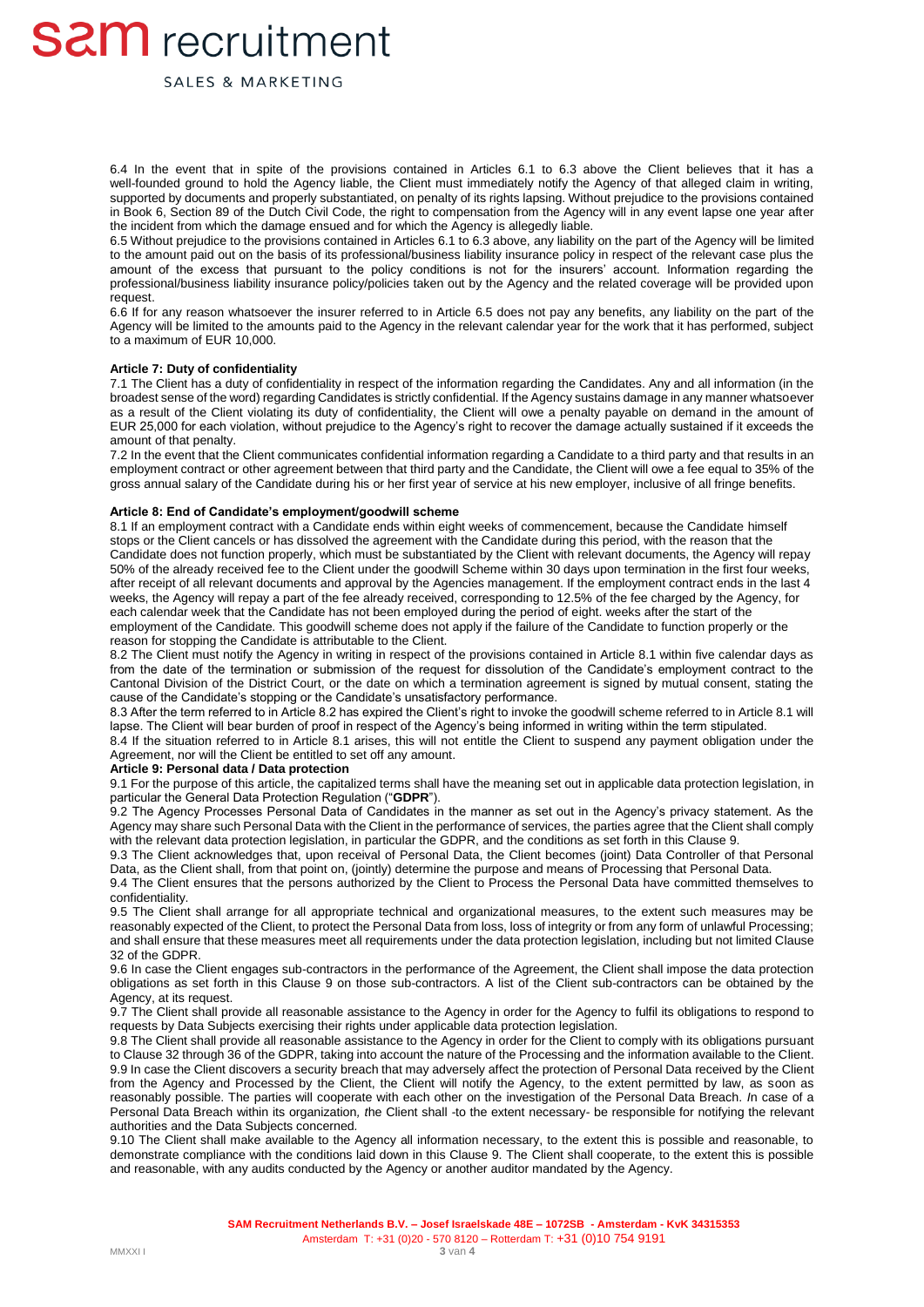6.4 In the event that in spite of the provisions contained in Articles 6.1 to 6.3 above the Client believes that it has a well-founded ground to hold the Agency liable, the Client must immediately notify the Agency of that alleged claim in writing, supported by documents and properly substantiated, on penalty of its rights lapsing. Without prejudice to the provisions contained in Book 6, Section 89 of the Dutch Civil Code, the right to compensation from the Agency will in any event lapse one year after the incident from which the damage ensued and for which the Agency is allegedly liable.

6.5 Without prejudice to the provisions contained in Articles 6.1 to 6.3 above, any liability on the part of the Agency will be limited to the amount paid out on the basis of its professional/business liability insurance policy in respect of the relevant case plus the amount of the excess that pursuant to the policy conditions is not for the insurers' account. Information regarding the professional/business liability insurance policy/policies taken out by the Agency and the related coverage will be provided upon request.

6.6 If for any reason whatsoever the insurer referred to in Article 6.5 does not pay any benefits, any liability on the part of the Agency will be limited to the amounts paid to the Agency in the relevant calendar year for the work that it has performed, subject to a maximum of EUR 10,000.

**Article 7: Duty of confidentiality**

7.1 The Client has a duty of confidentiality in respect of the information regarding the Candidates. Any and all information (in the broadest sense of the word) regarding Candidates is strictly confidential. If the Agency sustains damage in any manner whatsoever as a result of the Client violating its duty of confidentiality, the Client will owe a penalty payable on demand in the amount of EUR 25,000 for each violation, without prejudice to the Agency's right to recover the damage actually sustained if it exceeds the amount of that penalty.

7.2 In the event that the Client communicates confidential information regarding a Candidate to a third party and that results in an employment contract or other agreement between that third party and the Candidate, the Client will owe a fee equal to 35% of the gross annual salary of the Candidate during his or her first year of service at his new employer, inclusive of all fringe benefits.

**Article 8: End of Candidate's employment/goodwill scheme**

8.1 If an employment contract with a Candidate ends within eight weeks of commencement, because the Candidate himself stops or the Client cancels or has dissolved the agreement with the Candidate during this period, with the reason that the Candidate does not function properly, which must be substantiated by the Client with relevant documents, the Agency will repay 50% of the already received fee to the Client under the goodwill Scheme within 30 days upon termination in the first four weeks, after receipt of all relevant documents and approval by the Agencies management. If the employment contract ends in the last 4 weeks, the Agency will repay a part of the fee already received, corresponding to 12.5% of the fee charged by the Agency, for each calendar week that the Candidate has not been employed during the period of eight. weeks after the start of the employment of the Candidate. This goodwill scheme does not apply if the failure of the Candidate to function properly or the reason for stopping the Candidate is attributable to the Client.

8.2 The Client must notify the Agency in writing in respect of the provisions contained in Article 8.1 within five calendar days as from the date of the termination or submission of the request for dissolution of the Candidate's employment contract to the Cantonal Division of the District Court, or the date on which a termination agreement is signed by mutual consent, stating the cause of the Candidate's stopping or the Candidate's unsatisfactory performance.

8.3 After the term referred to in Article 8.2 has expired the Client's right to invoke the goodwill scheme referred to in Article 8.1 will lapse. The Client will bear burden of proof in respect of the Agency's being informed in writing within the term stipulated.

8.4 If the situation referred to in Article 8.1 arises, this will not entitle the Client to suspend any payment obligation under the Agreement, nor will the Client be entitled to set off any amount.

**Article 9: Personal data / Data protection**

9.1 For the purpose of this article, the capitalized terms shall have the meaning set out in applicable data protection legislation, in particular the General Data Protection Regulation ("**GDPR**").

9.2 The Agency Processes Personal Data of Candidates in the manner as set out in the Agency's privacy statement. As the Agency may share such Personal Data with the Client in the performance of services, the parties agree that the Client shall comply with the relevant data protection legislation, in particular the GDPR, and the conditions as set forth in this Clause 9.

9.3 The Client acknowledges that, upon receival of Personal Data, the Client becomes (jointly) Data Controller of that Personal Data, as the Client shall, from that point on, (jointly) determine the purpose and means of Processing that Personal Data.

9.4 The Client ensures that the persons authorized by the Client to Process the Personal Data have committed themselves to confidentiality.

9.5 The Client shall arrange for all appropriate technical and organizational measures, to the extent such measures may be reasonably expected of the Client, to protect the Personal Data from loss, loss of integrity or from any form of unlawful Processing; and shall ensure that these measures meet all requirements under the data protection legislation, including but not limited Clause 32 of the GDPR.

9.6 In case the Client engages sub-contractors in the performance of the Agreement, the Client shall impose the data protection obligations as set forth in this Clause 9 on those sub-contractors. A list of the Client sub-contractors can be obtained by the Agency, at its request.

9.7 The Client shall provide all reasonable assistance to the Agency in order for the Agency to fulfil its obligations to respond to requests by Data Subjects exercising their rights under applicable data protection legislation.

9.8 The Client shall provide all reasonable assistance to the Agency in order for the Client to comply with its obligations pursuant to Clause 32 through 36 of the GDPR, taking into account the nature of the Processing and the information available to the Client.

9.9 In case the Client discovers a security breach that may adversely affect the protection of Personal Data received by the Client from the Agency and Processed by the Client, the Client will notify the Agency, to the extent permitted by law, as soon as reasonably possible. The parties will cooperate with each other on the investigation of the Personal Data Breach. *In* case of a Personal Data Breach within its organization*, t*he Client shall -to the extent necessary- be responsible for notifying the relevant authorities and the Data Subjects concerned*.*

9.10 The Client shall make available to the Agency all information necessary, to the extent this is possible and reasonable, to demonstrate compliance with the conditions laid down in this Clause 9. The Client shall cooperate, to the extent this is possible and reasonable, with any audits conducted by the Agency or another auditor mandated by the Agency.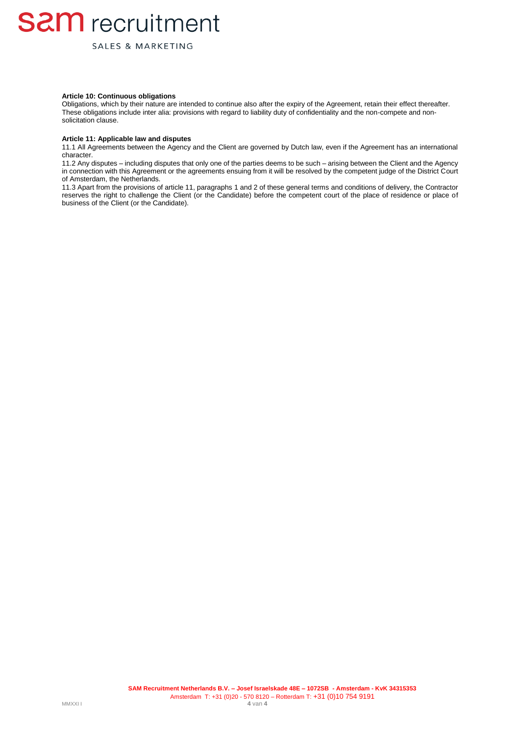**Article 10: Continuous obligations**

Obligations, which by their nature are intended to continue also after the expiry of the Agreement, retain their effect thereafter. These obligations include inter alia: provisions with regard to liability duty of confidentiality and the non-compete and non-solicitation clause.

**Article 11: Applicable law and disputes**

11.1 All Agreements between the Agency and the Client are governed by Dutch law, even if the Agreement has an international character.

11.2 Any disputes – including disputes that only one of the parties deems to be such – arising between the Client and the Agency in connection with this Agreement or the agreements ensuing from it will be resolved by the competent judge of the District Court of Amsterdam, the Netherlands.

11.3 Apart from the provisions of article 11, paragraphs 1 and 2 of these general terms and conditions of delivery, the Contractor reserves the right to challenge the Client (or the Candidate) before the competent court of the place of residence or place of business of the Client (or the Candidate).